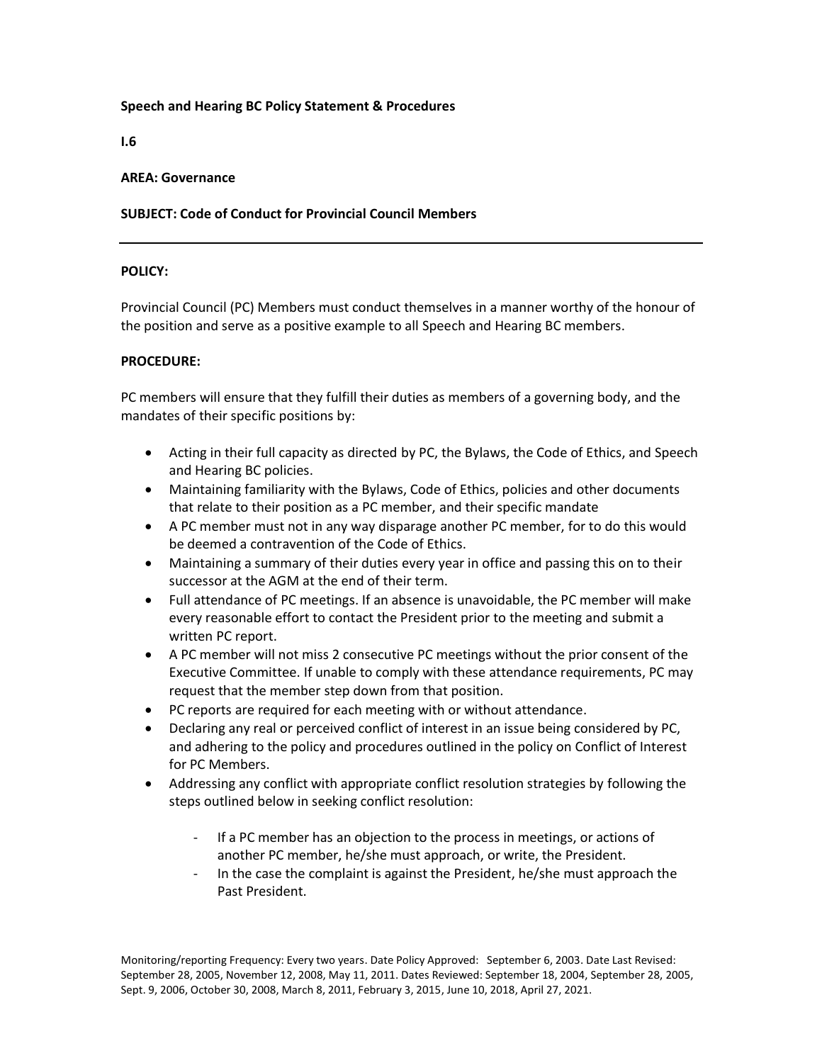**Speech and Hearing BC Policy Statement & Procedures**

**I.6**

**AREA: Governance**

**SUBJECT: Code of Conduct for Provincial Council Members**

---

**POLICY:**

Provincial Council (PC) Members must conduct themselves in a manner worthy of the honour of the position and serve as a positive example to all Speech and Hearing BC members.

**PROCEDURE:**

PC members will ensure that they fulfill their duties as members of a governing body, and the mandates of their specific positions by:

- Acting in their full capacity as directed by PC, the Bylaws, the Code of Ethics, and Speech and Hearing BC policies.
- Maintaining familiarity with the Bylaws, Code of Ethics, policies and other documents that relate to their position as a PC member, and their specific mandate
- A PC member must not in any way disparage another PC member, for to do this would be deemed a contravention of the Code of Ethics.
- Maintaining a summary of their duties every year in office and passing this on to their successor at the AGM at the end of their term.
- Full attendance of PC meetings. If an absence is unavoidable, the PC member will make every reasonable effort to contact the President prior to the meeting and submit a written PC report.
- A PC member will not miss 2 consecutive PC meetings without the prior consent of the Executive Committee. If unable to comply with these attendance requirements, PC may request that the member step down from that position.
- PC reports are required for each meeting with or without attendance.
- Declaring any real or perceived conflict of interest in an issue being considered by PC, and adhering to the policy and procedures outlined in the policy on Conflict of Interest for PC Members.
- Addressing any conflict with appropriate conflict resolution strategies by following the steps outlined below in seeking conflict resolution:
    - If a PC member has an objection to the process in meetings, or actions of another PC member, he/she must approach, or write, the President.
    - In the case the complaint is against the President, he/she must approach the Past President.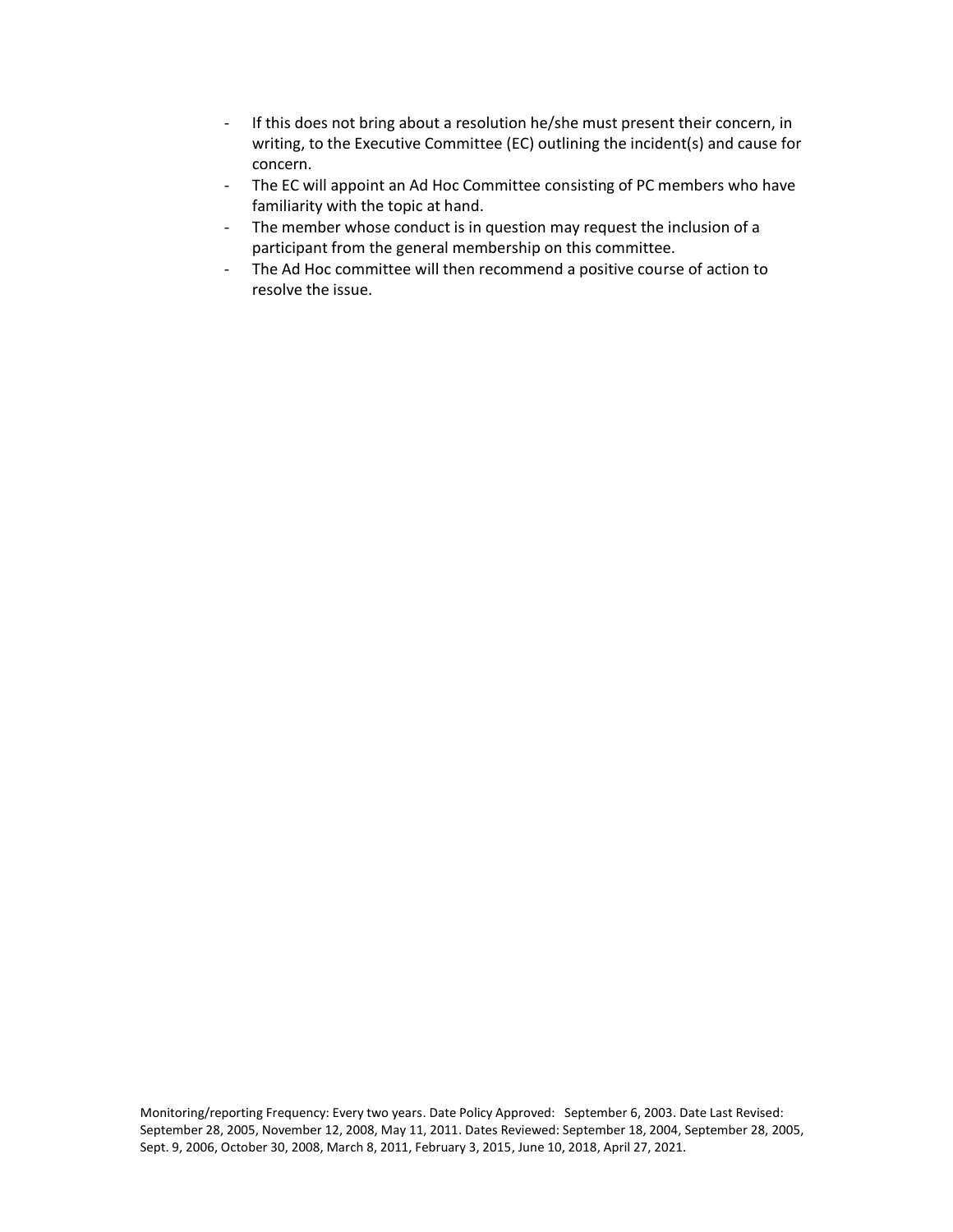- If this does not bring about a resolution he/she must present their concern, in writing, to the Executive Committee (EC) outlining the incident(s) and cause for concern.
- The EC will appoint an Ad Hoc Committee consisting of PC members who have familiarity with the topic at hand.
- The member whose conduct is in question may request the inclusion of a participant from the general membership on this committee.
- The Ad Hoc committee will then recommend a positive course of action to resolve the issue.

Monitoring/reporting Frequency: Every two years. Date Policy Approved: September 6, 2003. Date Last Revised: September 28, 2005, November 12, 2008, May 11, 2011. Dates Reviewed: September 18, 2004, September 28, 2005, Sept. 9, 2006, October 30, 2008, March 8, 2011, February 3, 2015, June 10, 2018, April 27, 2021.